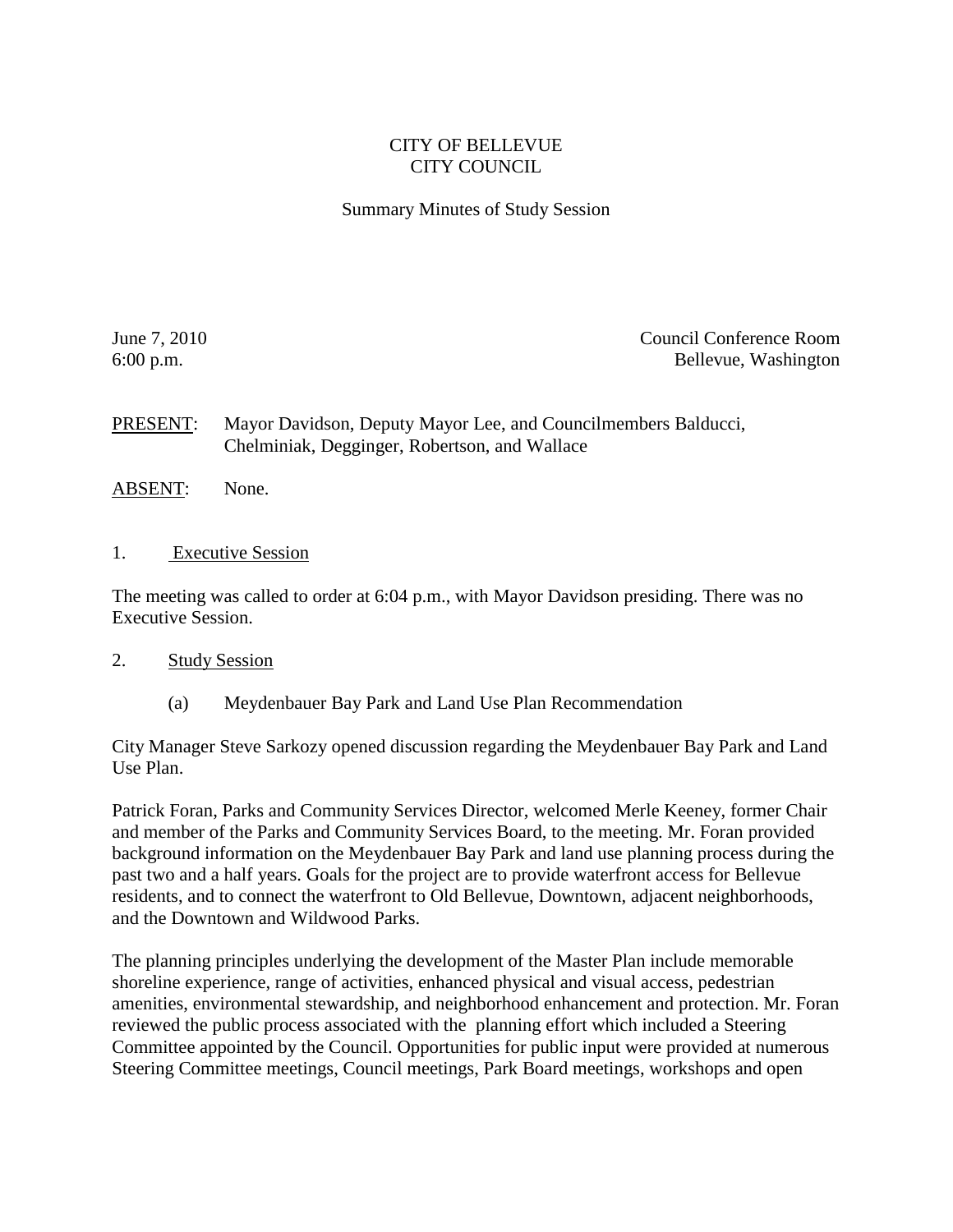CITY OF BELLEVUE
CITY COUNCIL

Summary Minutes of Study Session

June 7, 2010
6:00 p.m.

Council Conference Room
Bellevue, Washington

PRESENT: Mayor Davidson, Deputy Mayor Lee, and Councilmembers Balducci, Chelminiak, Degginger, Robertson, and Wallace

ABSENT: None.

1. Executive Session

The meeting was called to order at 6:04 p.m., with Mayor Davidson presiding. There was no Executive Session.

2. Study Session

(a) Meydenbauer Bay Park and Land Use Plan Recommendation

City Manager Steve Sarkozy opened discussion regarding the Meydenbauer Bay Park and Land Use Plan.

Patrick Foran, Parks and Community Services Director, welcomed Merle Keeney, former Chair and member of the Parks and Community Services Board, to the meeting. Mr. Foran provided background information on the Meydenbauer Bay Park and land use planning process during the past two and a half years. Goals for the project are to provide waterfront access for Bellevue residents, and to connect the waterfront to Old Bellevue, Downtown, adjacent neighborhoods, and the Downtown and Wildwood Parks.

The planning principles underlying the development of the Master Plan include memorable shoreline experience, range of activities, enhanced physical and visual access, pedestrian amenities, environmental stewardship, and neighborhood enhancement and protection. Mr. Foran reviewed the public process associated with the planning effort which included a Steering Committee appointed by the Council. Opportunities for public input were provided at numerous Steering Committee meetings, Council meetings, Park Board meetings, workshops and open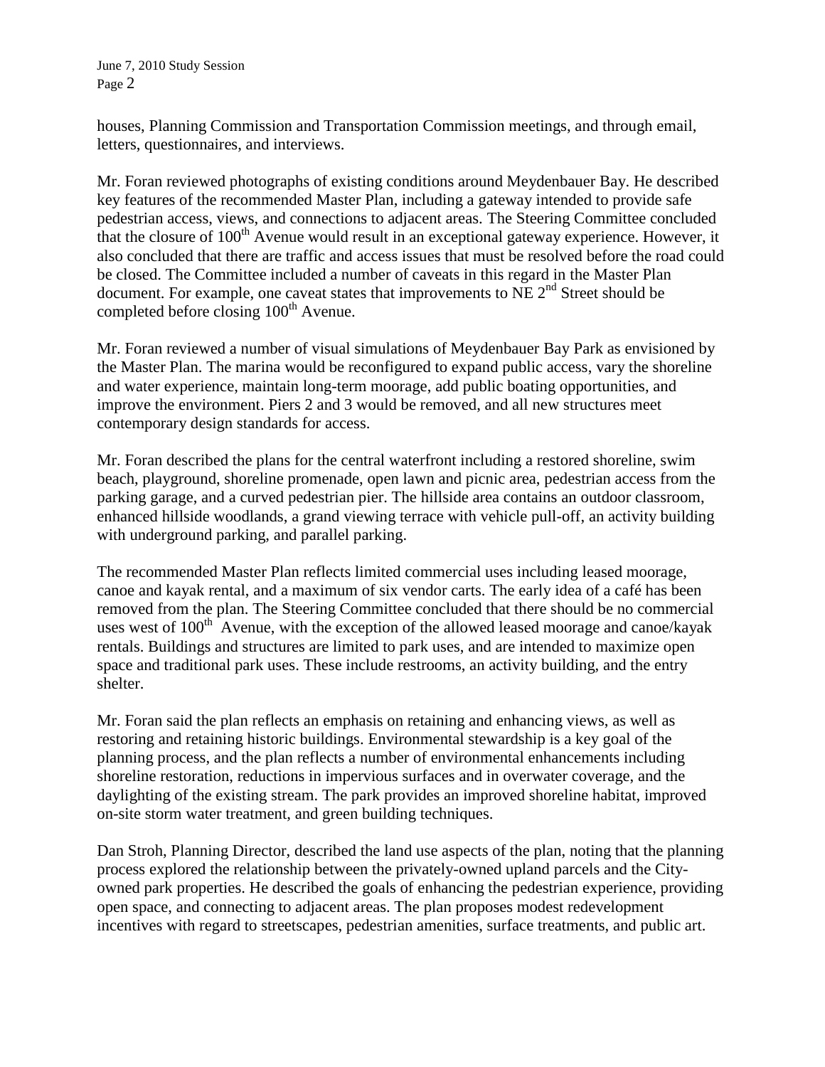houses, Planning Commission and Transportation Commission meetings, and through email, letters, questionnaires, and interviews.

Mr. Foran reviewed photographs of existing conditions around Meydenbauer Bay. He described key features of the recommended Master Plan, including a gateway intended to provide safe pedestrian access, views, and connections to adjacent areas. The Steering Committee concluded that the closure of 100th Avenue would result in an exceptional gateway experience. However, it also concluded that there are traffic and access issues that must be resolved before the road could be closed. The Committee included a number of caveats in this regard in the Master Plan document. For example, one caveat states that improvements to NE 2nd Street should be completed before closing 100th Avenue.

Mr. Foran reviewed a number of visual simulations of Meydenbauer Bay Park as envisioned by the Master Plan. The marina would be reconfigured to expand public access, vary the shoreline and water experience, maintain long-term moorage, add public boating opportunities, and improve the environment. Piers 2 and 3 would be removed, and all new structures meet contemporary design standards for access.

Mr. Foran described the plans for the central waterfront including a restored shoreline, swim beach, playground, shoreline promenade, open lawn and picnic area, pedestrian access from the parking garage, and a curved pedestrian pier. The hillside area contains an outdoor classroom, enhanced hillside woodlands, a grand viewing terrace with vehicle pull-off, an activity building with underground parking, and parallel parking.

The recommended Master Plan reflects limited commercial uses including leased moorage, canoe and kayak rental, and a maximum of six vendor carts. The early idea of a café has been removed from the plan. The Steering Committee concluded that there should be no commercial uses west of 100th Avenue, with the exception of the allowed leased moorage and canoe/kayak rentals. Buildings and structures are limited to park uses, and are intended to maximize open space and traditional park uses. These include restrooms, an activity building, and the entry shelter.

Mr. Foran said the plan reflects an emphasis on retaining and enhancing views, as well as restoring and retaining historic buildings. Environmental stewardship is a key goal of the planning process, and the plan reflects a number of environmental enhancements including shoreline restoration, reductions in impervious surfaces and in overwater coverage, and the daylighting of the existing stream. The park provides an improved shoreline habitat, improved on-site storm water treatment, and green building techniques.

Dan Stroh, Planning Director, described the land use aspects of the plan, noting that the planning process explored the relationship between the privately-owned upland parcels and the City-owned park properties. He described the goals of enhancing the pedestrian experience, providing open space, and connecting to adjacent areas. The plan proposes modest redevelopment incentives with regard to streetscapes, pedestrian amenities, surface treatments, and public art.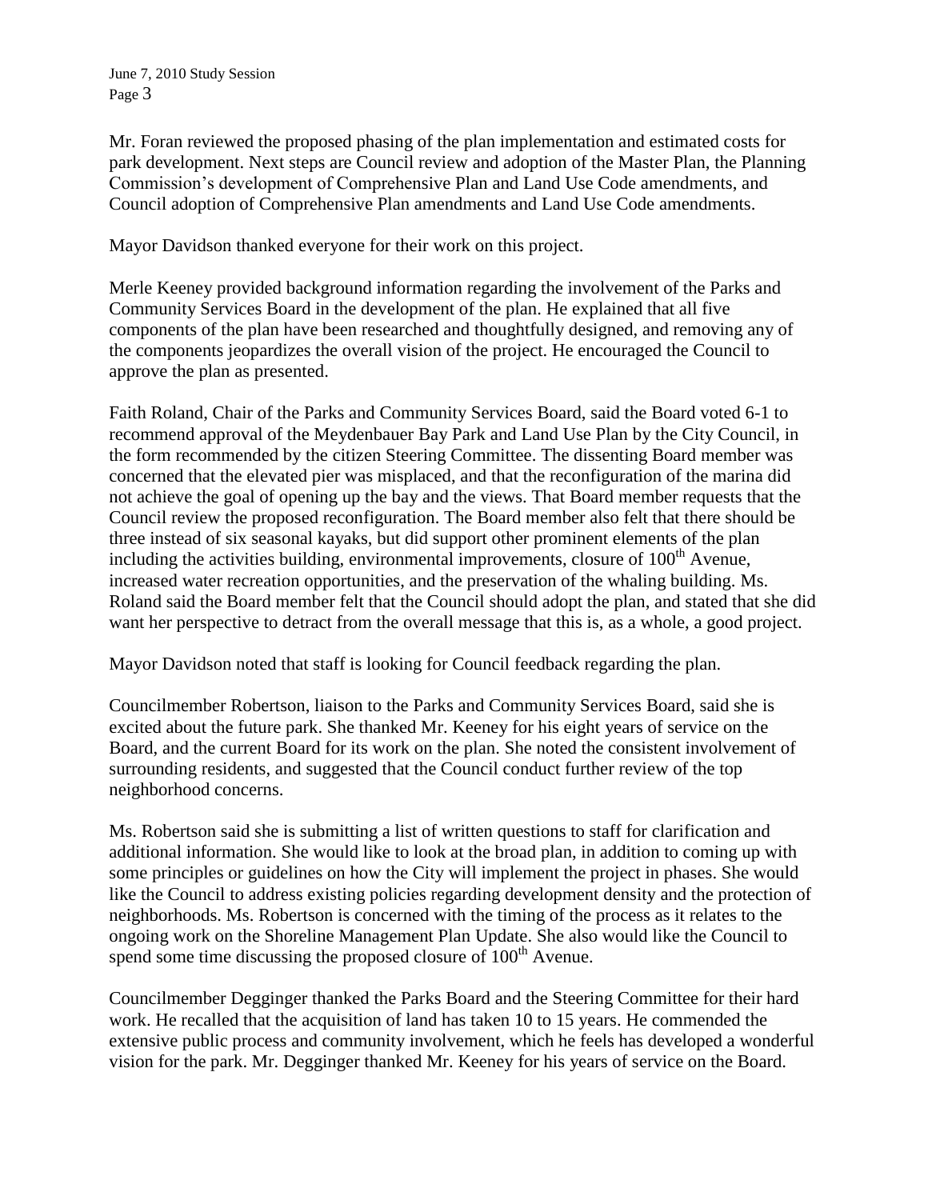Mr. Foran reviewed the proposed phasing of the plan implementation and estimated costs for park development. Next steps are Council review and adoption of the Master Plan, the Planning Commission's development of Comprehensive Plan and Land Use Code amendments, and Council adoption of Comprehensive Plan amendments and Land Use Code amendments.

Mayor Davidson thanked everyone for their work on this project.

Merle Keeney provided background information regarding the involvement of the Parks and Community Services Board in the development of the plan. He explained that all five components of the plan have been researched and thoughtfully designed, and removing any of the components jeopardizes the overall vision of the project. He encouraged the Council to approve the plan as presented.

Faith Roland, Chair of the Parks and Community Services Board, said the Board voted 6-1 to recommend approval of the Meydenbauer Bay Park and Land Use Plan by the City Council, in the form recommended by the citizen Steering Committee. The dissenting Board member was concerned that the elevated pier was misplaced, and that the reconfiguration of the marina did not achieve the goal of opening up the bay and the views. That Board member requests that the Council review the proposed reconfiguration. The Board member also felt that there should be three instead of six seasonal kayaks, but did support other prominent elements of the plan including the activities building, environmental improvements, closure of 100th Avenue, increased water recreation opportunities, and the preservation of the whaling building. Ms. Roland said the Board member felt that the Council should adopt the plan, and stated that she did want her perspective to detract from the overall message that this is, as a whole, a good project.

Mayor Davidson noted that staff is looking for Council feedback regarding the plan.

Councilmember Robertson, liaison to the Parks and Community Services Board, said she is excited about the future park. She thanked Mr. Keeney for his eight years of service on the Board, and the current Board for its work on the plan. She noted the consistent involvement of surrounding residents, and suggested that the Council conduct further review of the top neighborhood concerns.

Ms. Robertson said she is submitting a list of written questions to staff for clarification and additional information. She would like to look at the broad plan, in addition to coming up with some principles or guidelines on how the City will implement the project in phases. She would like the Council to address existing policies regarding development density and the protection of neighborhoods. Ms. Robertson is concerned with the timing of the process as it relates to the ongoing work on the Shoreline Management Plan Update. She also would like the Council to spend some time discussing the proposed closure of 100th Avenue.

Councilmember Degginger thanked the Parks Board and the Steering Committee for their hard work. He recalled that the acquisition of land has taken 10 to 15 years. He commended the extensive public process and community involvement, which he feels has developed a wonderful vision for the park. Mr. Degginger thanked Mr. Keeney for his years of service on the Board.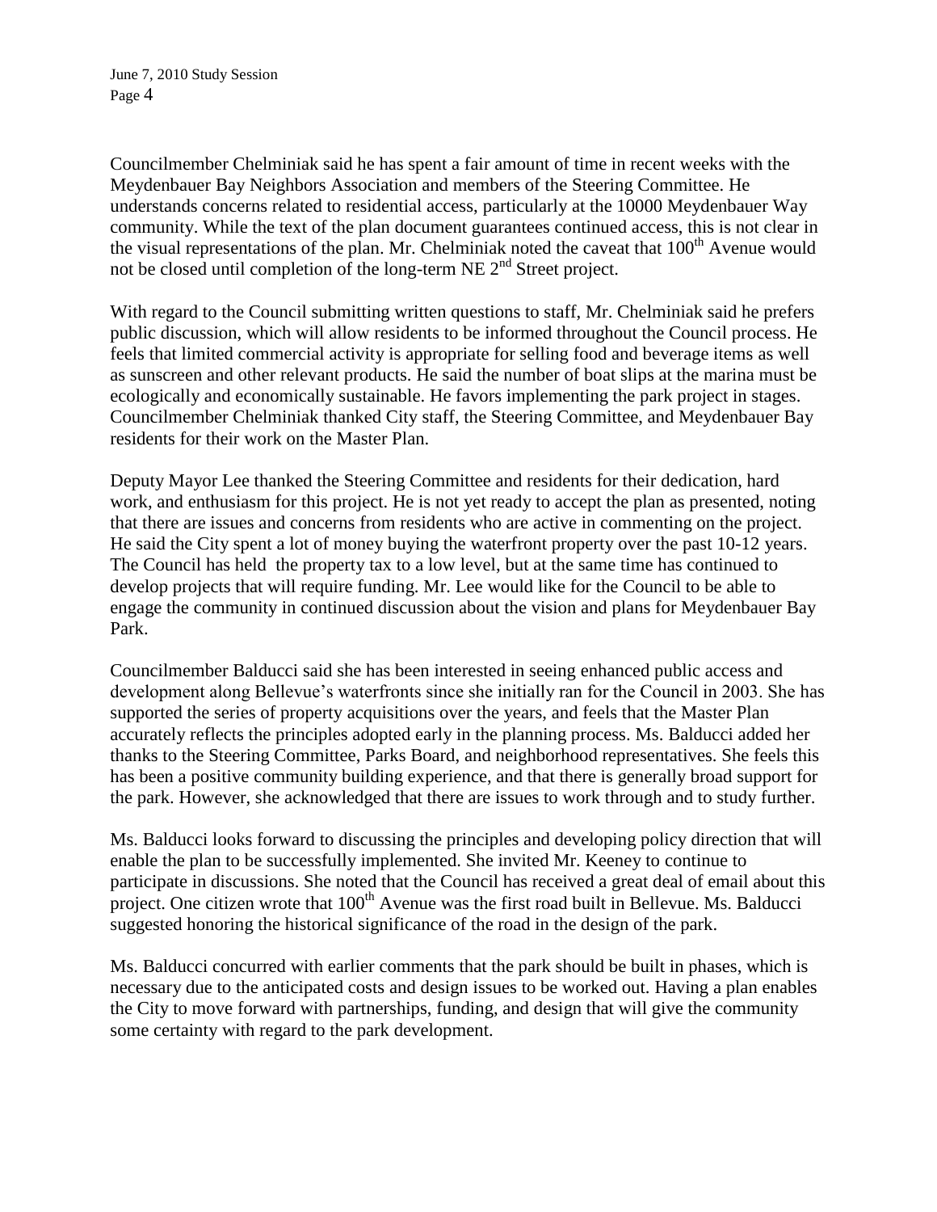Councilmember Chelminiak said he has spent a fair amount of time in recent weeks with the Meydenbauer Bay Neighbors Association and members of the Steering Committee. He understands concerns related to residential access, particularly at the 10000 Meydenbauer Way community. While the text of the plan document guarantees continued access, this is not clear in the visual representations of the plan. Mr. Chelminiak noted the caveat that 100th Avenue would not be closed until completion of the long-term NE 2nd Street project.

With regard to the Council submitting written questions to staff, Mr. Chelminiak said he prefers public discussion, which will allow residents to be informed throughout the Council process. He feels that limited commercial activity is appropriate for selling food and beverage items as well as sunscreen and other relevant products. He said the number of boat slips at the marina must be ecologically and economically sustainable. He favors implementing the park project in stages. Councilmember Chelminiak thanked City staff, the Steering Committee, and Meydenbauer Bay residents for their work on the Master Plan.

Deputy Mayor Lee thanked the Steering Committee and residents for their dedication, hard work, and enthusiasm for this project. He is not yet ready to accept the plan as presented, noting that there are issues and concerns from residents who are active in commenting on the project. He said the City spent a lot of money buying the waterfront property over the past 10-12 years. The Council has held the property tax to a low level, but at the same time has continued to develop projects that will require funding. Mr. Lee would like for the Council to be able to engage the community in continued discussion about the vision and plans for Meydenbauer Bay Park.

Councilmember Balducci said she has been interested in seeing enhanced public access and development along Bellevue's waterfronts since she initially ran for the Council in 2003. She has supported the series of property acquisitions over the years, and feels that the Master Plan accurately reflects the principles adopted early in the planning process. Ms. Balducci added her thanks to the Steering Committee, Parks Board, and neighborhood representatives. She feels this has been a positive community building experience, and that there is generally broad support for the park. However, she acknowledged that there are issues to work through and to study further.

Ms. Balducci looks forward to discussing the principles and developing policy direction that will enable the plan to be successfully implemented. She invited Mr. Keeney to continue to participate in discussions. She noted that the Council has received a great deal of email about this project. One citizen wrote that 100th Avenue was the first road built in Bellevue. Ms. Balducci suggested honoring the historical significance of the road in the design of the park.

Ms. Balducci concurred with earlier comments that the park should be built in phases, which is necessary due to the anticipated costs and design issues to be worked out. Having a plan enables the City to move forward with partnerships, funding, and design that will give the community some certainty with regard to the park development.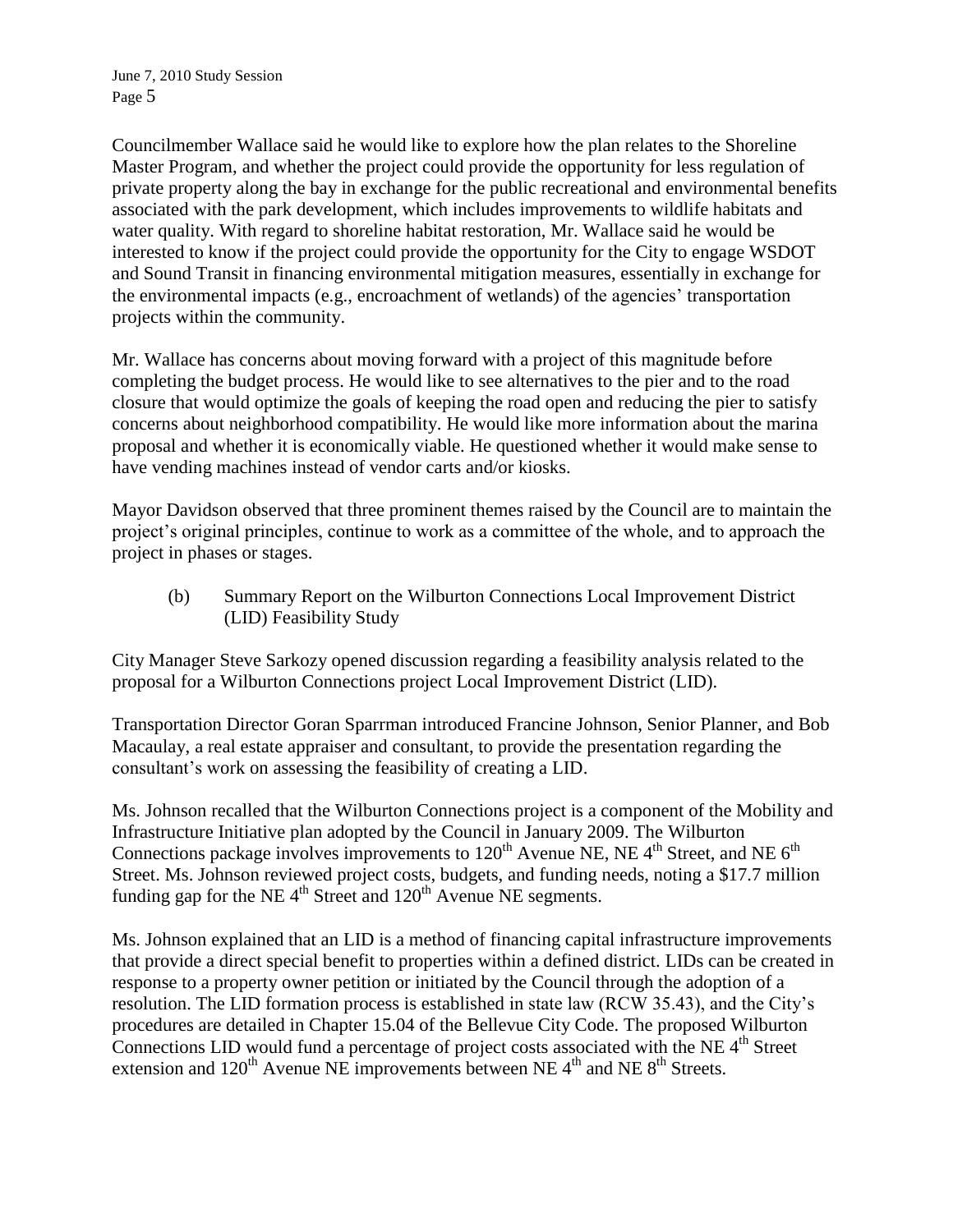Councilmember Wallace said he would like to explore how the plan relates to the Shoreline Master Program, and whether the project could provide the opportunity for less regulation of private property along the bay in exchange for the public recreational and environmental benefits associated with the park development, which includes improvements to wildlife habitats and water quality. With regard to shoreline habitat restoration, Mr. Wallace said he would be interested to know if the project could provide the opportunity for the City to engage WSDOT and Sound Transit in financing environmental mitigation measures, essentially in exchange for the environmental impacts (e.g., encroachment of wetlands) of the agencies' transportation projects within the community.

Mr. Wallace has concerns about moving forward with a project of this magnitude before completing the budget process. He would like to see alternatives to the pier and to the road closure that would optimize the goals of keeping the road open and reducing the pier to satisfy concerns about neighborhood compatibility. He would like more information about the marina proposal and whether it is economically viable. He questioned whether it would make sense to have vending machines instead of vendor carts and/or kiosks.

Mayor Davidson observed that three prominent themes raised by the Council are to maintain the project's original principles, continue to work as a committee of the whole, and to approach the project in phases or stages.

(b) Summary Report on the Wilburton Connections Local Improvement District (LID) Feasibility Study

City Manager Steve Sarkozy opened discussion regarding a feasibility analysis related to the proposal for a Wilburton Connections project Local Improvement District (LID).

Transportation Director Goran Sparrman introduced Francine Johnson, Senior Planner, and Bob Macaulay, a real estate appraiser and consultant, to provide the presentation regarding the consultant's work on assessing the feasibility of creating a LID.

Ms. Johnson recalled that the Wilburton Connections project is a component of the Mobility and Infrastructure Initiative plan adopted by the Council in January 2009. The Wilburton Connections package involves improvements to 120th Avenue NE, NE 4th Street, and NE 6th Street. Ms. Johnson reviewed project costs, budgets, and funding needs, noting a $17.7 million funding gap for the NE 4th Street and 120th Avenue NE segments.

Ms. Johnson explained that an LID is a method of financing capital infrastructure improvements that provide a direct special benefit to properties within a defined district. LIDs can be created in response to a property owner petition or initiated by the Council through the adoption of a resolution. The LID formation process is established in state law (RCW 35.43), and the City's procedures are detailed in Chapter 15.04 of the Bellevue City Code. The proposed Wilburton Connections LID would fund a percentage of project costs associated with the NE 4th Street extension and 120th Avenue NE improvements between NE 4th and NE 8th Streets.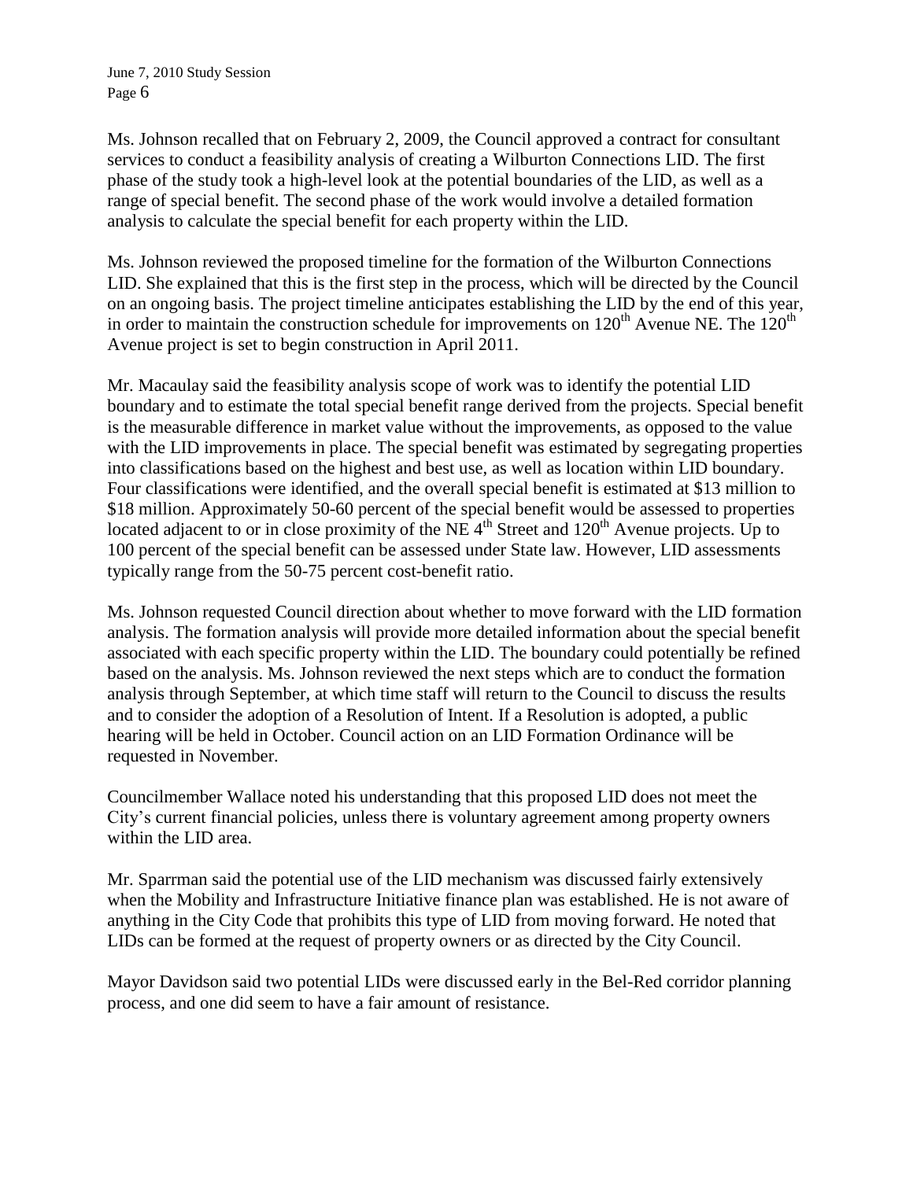Ms. Johnson recalled that on February 2, 2009, the Council approved a contract for consultant services to conduct a feasibility analysis of creating a Wilburton Connections LID. The first phase of the study took a high-level look at the potential boundaries of the LID, as well as a range of special benefit. The second phase of the work would involve a detailed formation analysis to calculate the special benefit for each property within the LID.

Ms. Johnson reviewed the proposed timeline for the formation of the Wilburton Connections LID. She explained that this is the first step in the process, which will be directed by the Council on an ongoing basis. The project timeline anticipates establishing the LID by the end of this year, in order to maintain the construction schedule for improvements on 120th Avenue NE. The 120th Avenue project is set to begin construction in April 2011.

Mr. Macaulay said the feasibility analysis scope of work was to identify the potential LID boundary and to estimate the total special benefit range derived from the projects. Special benefit is the measurable difference in market value without the improvements, as opposed to the value with the LID improvements in place. The special benefit was estimated by segregating properties into classifications based on the highest and best use, as well as location within LID boundary. Four classifications were identified, and the overall special benefit is estimated at $13 million to $18 million. Approximately 50-60 percent of the special benefit would be assessed to properties located adjacent to or in close proximity of the NE 4th Street and 120th Avenue projects. Up to 100 percent of the special benefit can be assessed under State law. However, LID assessments typically range from the 50-75 percent cost-benefit ratio.

Ms. Johnson requested Council direction about whether to move forward with the LID formation analysis. The formation analysis will provide more detailed information about the special benefit associated with each specific property within the LID. The boundary could potentially be refined based on the analysis. Ms. Johnson reviewed the next steps which are to conduct the formation analysis through September, at which time staff will return to the Council to discuss the results and to consider the adoption of a Resolution of Intent. If a Resolution is adopted, a public hearing will be held in October. Council action on an LID Formation Ordinance will be requested in November.

Councilmember Wallace noted his understanding that this proposed LID does not meet the City's current financial policies, unless there is voluntary agreement among property owners within the LID area.

Mr. Sparrman said the potential use of the LID mechanism was discussed fairly extensively when the Mobility and Infrastructure Initiative finance plan was established. He is not aware of anything in the City Code that prohibits this type of LID from moving forward. He noted that LIDs can be formed at the request of property owners or as directed by the City Council.

Mayor Davidson said two potential LIDs were discussed early in the Bel-Red corridor planning process, and one did seem to have a fair amount of resistance.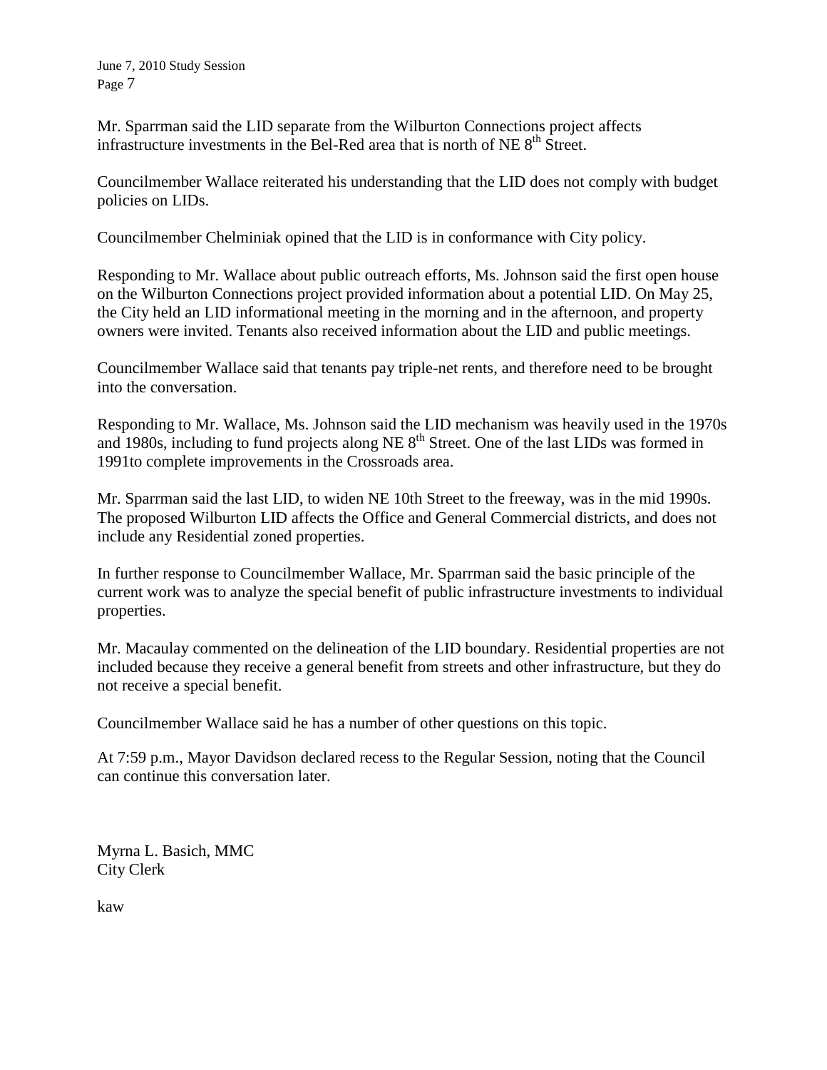Mr. Sparrman said the LID separate from the Wilburton Connections project affects infrastructure investments in the Bel-Red area that is north of NE 8th Street.

Councilmember Wallace reiterated his understanding that the LID does not comply with budget policies on LIDs.

Councilmember Chelminiak opined that the LID is in conformance with City policy.

Responding to Mr. Wallace about public outreach efforts, Ms. Johnson said the first open house on the Wilburton Connections project provided information about a potential LID. On May 25, the City held an LID informational meeting in the morning and in the afternoon, and property owners were invited. Tenants also received information about the LID and public meetings.

Councilmember Wallace said that tenants pay triple-net rents, and therefore need to be brought into the conversation.

Responding to Mr. Wallace, Ms. Johnson said the LID mechanism was heavily used in the 1970s and 1980s, including to fund projects along NE 8th Street. One of the last LIDs was formed in 1991to complete improvements in the Crossroads area.

Mr. Sparrman said the last LID, to widen NE 10th Street to the freeway, was in the mid 1990s. The proposed Wilburton LID affects the Office and General Commercial districts, and does not include any Residential zoned properties.

In further response to Councilmember Wallace, Mr. Sparrman said the basic principle of the current work was to analyze the special benefit of public infrastructure investments to individual properties.

Mr. Macaulay commented on the delineation of the LID boundary. Residential properties are not included because they receive a general benefit from streets and other infrastructure, but they do not receive a special benefit.

Councilmember Wallace said he has a number of other questions on this topic.

At 7:59 p.m., Mayor Davidson declared recess to the Regular Session, noting that the Council can continue this conversation later.

Myrna L. Basich, MMC
City Clerk

kaw